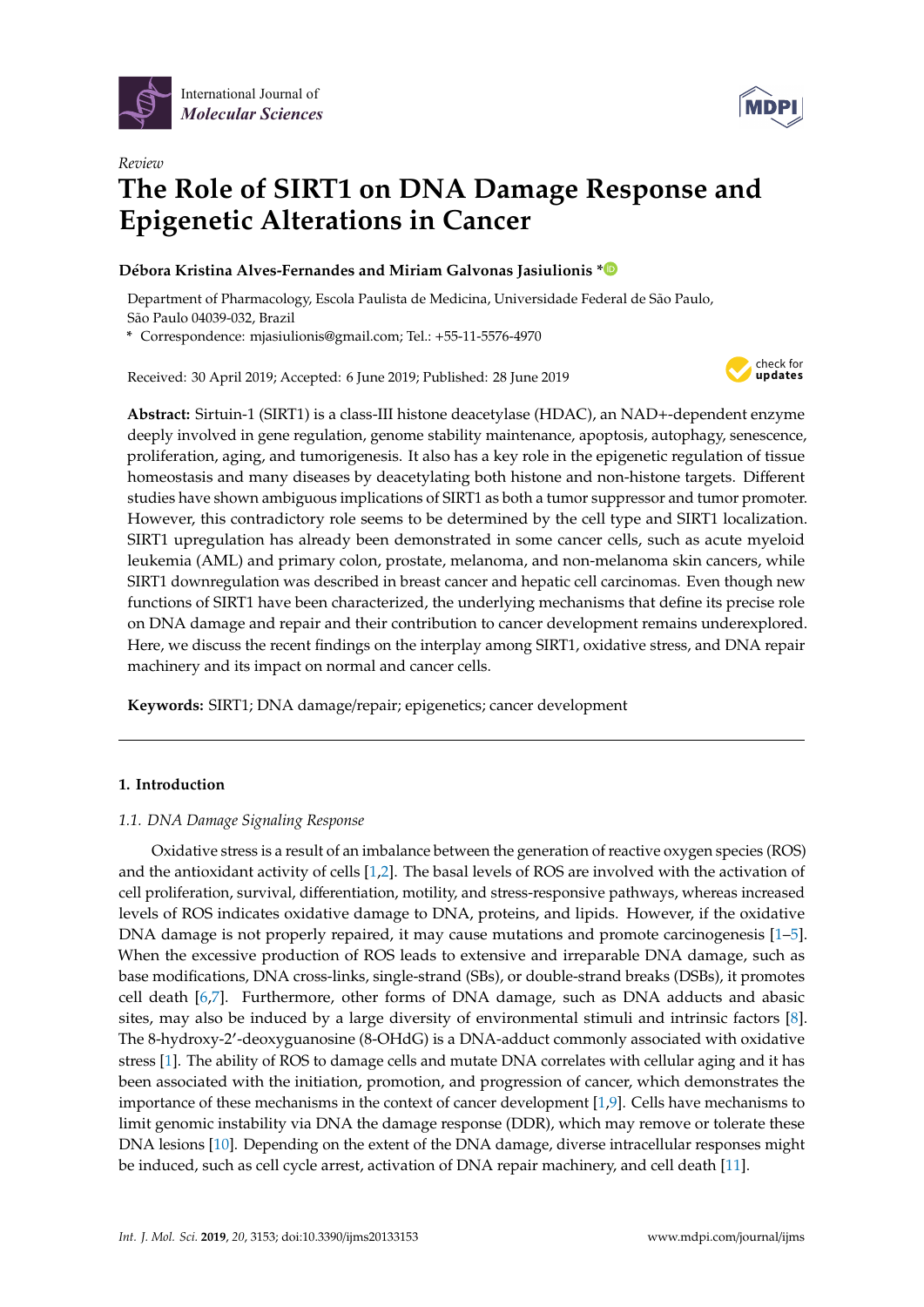International Journal of *Molecular Sciences*

*Review*

# The Role of SIRT1 on DNA Damage Response and Epigenetic Alterations in Cancer

**Débora Kristina Alves-Fernandes and Miriam Galvonas Jasiulionis \***

Department of Pharmacology, Escola Paulista de Medicina, Universidade Federal de São Paulo, São Paulo 04039-032, Brazil

\* Correspondence: mjasiulionis@gmail.com; Tel.: +55-11-5576-4970

Received: 30 April 2019; Accepted: 6 June 2019; Published: 28 June 2019

**Abstract:** Sirtuin-1 (SIRT1) is a class-III histone deacetylase (HDAC), an NAD+-dependent enzyme deeply involved in gene regulation, genome stability maintenance, apoptosis, autophagy, senescence, proliferation, aging, and tumorigenesis. It also has a key role in the epigenetic regulation of tissue homeostasis and many diseases by deacetylating both histone and non-histone targets. Different studies have shown ambiguous implications of SIRT1 as both a tumor suppressor and tumor promoter. However, this contradictory role seems to be determined by the cell type and SIRT1 localization. SIRT1 upregulation has already been demonstrated in some cancer cells, such as acute myeloid leukemia (AML) and primary colon, prostate, melanoma, and non-melanoma skin cancers, while SIRT1 downregulation was described in breast cancer and hepatic cell carcinomas. Even though new functions of SIRT1 have been characterized, the underlying mechanisms that define its precise role on DNA damage and repair and their contribution to cancer development remains underexplored. Here, we discuss the recent findings on the interplay among SIRT1, oxidative stress, and DNA repair machinery and its impact on normal and cancer cells.

**Keywords:** SIRT1; DNA damage/repair; epigenetics; cancer development

## 1. Introduction

### *1.1. DNA Damage Signaling Response*

Oxidative stress is a result of an imbalance between the generation of reactive oxygen species (ROS) and the antioxidant activity of cells [1,2]. The basal levels of ROS are involved with the activation of cell proliferation, survival, differentiation, motility, and stress-responsive pathways, whereas increased levels of ROS indicates oxidative damage to DNA, proteins, and lipids. However, if the oxidative DNA damage is not properly repaired, it may cause mutations and promote carcinogenesis [1–5]. When the excessive production of ROS leads to extensive and irreparable DNA damage, such as base modifications, DNA cross-links, single-strand (SBs), or double-strand breaks (DSBs), it promotes cell death [6,7]. Furthermore, other forms of DNA damage, such as DNA adducts and abasic sites, may also be induced by a large diversity of environmental stimuli and intrinsic factors [8]. The 8-hydroxy-2'-deoxyguanosine (8-OHdG) is a DNA-adduct commonly associated with oxidative stress [1]. The ability of ROS to damage cells and mutate DNA correlates with cellular aging and it has been associated with the initiation, promotion, and progression of cancer, which demonstrates the importance of these mechanisms in the context of cancer development [1,9]. Cells have mechanisms to limit genomic instability via DNA the damage response (DDR), which may remove or tolerate these DNA lesions [10]. Depending on the extent of the DNA damage, diverse intracellular responses might be induced, such as cell cycle arrest, activation of DNA repair machinery, and cell death [11].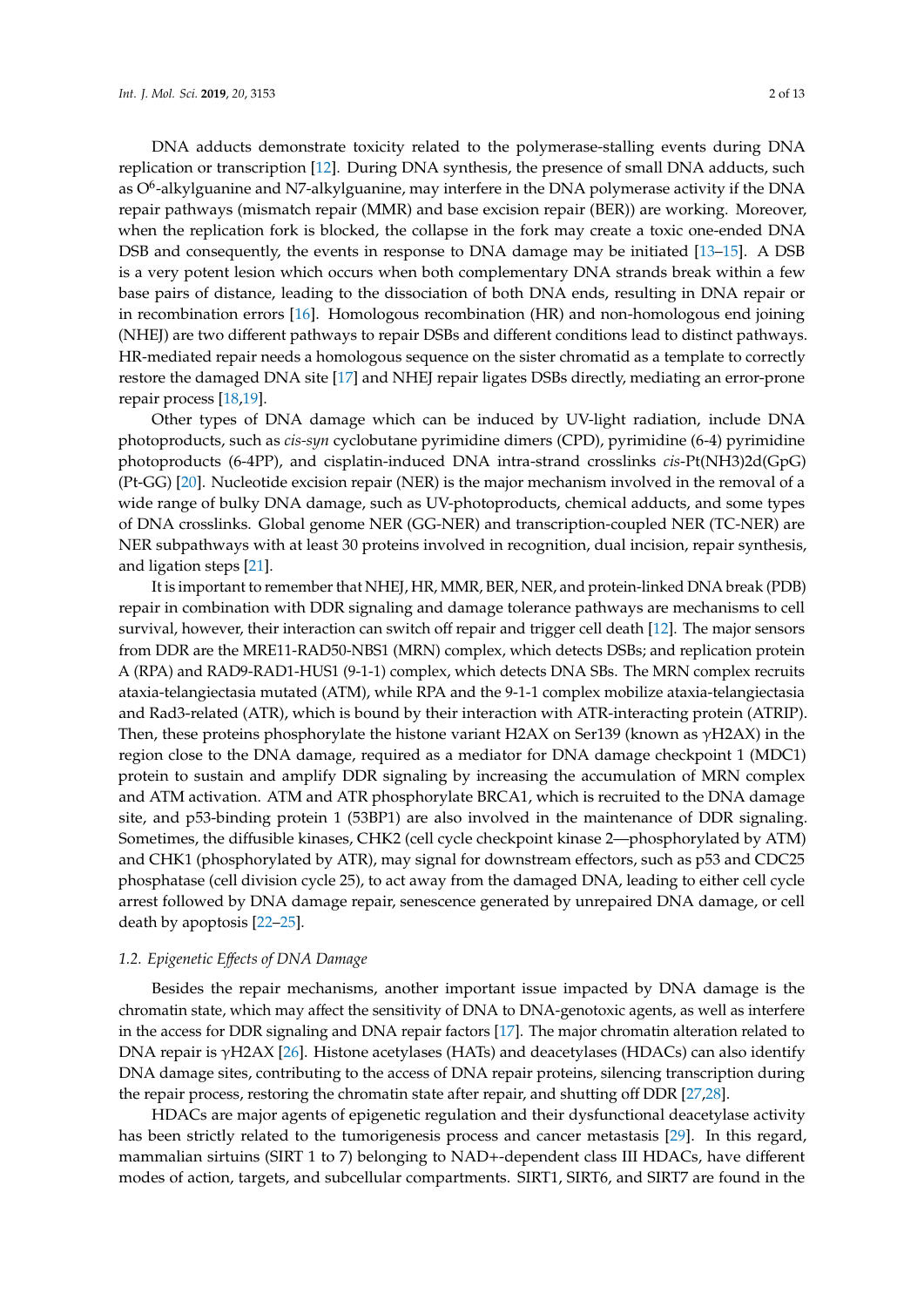DNA adducts demonstrate toxicity related to the polymerase-stalling events during DNA replication or transcription [12]. During DNA synthesis, the presence of small DNA adducts, such as $O^6$-alkylguanine and N7-alkylguanine, may interfere in the DNA polymerase activity if the DNA repair pathways (mismatch repair (MMR) and base excision repair (BER)) are working. Moreover, when the replication fork is blocked, the collapse in the fork may create a toxic one-ended DNA DSB and consequently, the events in response to DNA damage may be initiated [13–15]. A DSB is a very potent lesion which occurs when both complementary DNA strands break within a few base pairs of distance, leading to the dissociation of both DNA ends, resulting in DNA repair or in recombination errors [16]. Homologous recombination (HR) and non-homologous end joining (NHEJ) are two different pathways to repair DSBs and different conditions lead to distinct pathways. HR-mediated repair needs a homologous sequence on the sister chromatid as a template to correctly restore the damaged DNA site [17] and NHEJ repair ligates DSBs directly, mediating an error-prone repair process [18,19].

Other types of DNA damage which can be induced by UV-light radiation, include DNA photoproducts, such as *cis-syn* cyclobutane pyrimidine dimers (CPD), pyrimidine (6-4) pyrimidine photoproducts (6-4PP), and cisplatin-induced DNA intra-strand crosslinks *cis*-Pt(NH3)2d(GpG) (Pt-GG) [20]. Nucleotide excision repair (NER) is the major mechanism involved in the removal of a wide range of bulky DNA damage, such as UV-photoproducts, chemical adducts, and some types of DNA crosslinks. Global genome NER (GG-NER) and transcription-coupled NER (TC-NER) are NER subpathways with at least 30 proteins involved in recognition, dual incision, repair synthesis, and ligation steps [21].

It is important to remember that NHEJ, HR, MMR, BER, NER, and protein-linked DNA break (PDB) repair in combination with DDR signaling and damage tolerance pathways are mechanisms to cell survival, however, their interaction can switch off repair and trigger cell death [12]. The major sensors from DDR are the MRE11-RAD50-NBS1 (MRN) complex, which detects DSBs; and replication protein A (RPA) and RAD9-RAD1-HUS1 (9-1-1) complex, which detects DNA SBs. The MRN complex recruits ataxia-telangiectasia mutated (ATM), while RPA and the 9-1-1 complex mobilize ataxia-telangiectasia and Rad3-related (ATR), which is bound by their interaction with ATR-interacting protein (ATRIP). Then, these proteins phosphorylate the histone variant H2AX on Ser139 (known as γH2AX) in the region close to the DNA damage, required as a mediator for DNA damage checkpoint 1 (MDC1) protein to sustain and amplify DDR signaling by increasing the accumulation of MRN complex and ATM activation. ATM and ATR phosphorylate BRCA1, which is recruited to the DNA damage site, and p53-binding protein 1 (53BP1) are also involved in the maintenance of DDR signaling. Sometimes, the diffusible kinases, CHK2 (cell cycle checkpoint kinase 2—phosphorylated by ATM) and CHK1 (phosphorylated by ATR), may signal for downstream effectors, such as p53 and CDC25 phosphatase (cell division cycle 25), to act away from the damaged DNA, leading to either cell cycle arrest followed by DNA damage repair, senescence generated by unrepaired DNA damage, or cell death by apoptosis [22–25].

### *1.2. Epigenetic Effects of DNA Damage*

Besides the repair mechanisms, another important issue impacted by DNA damage is the chromatin state, which may affect the sensitivity of DNA to DNA-genotoxic agents, as well as interfere in the access for DDR signaling and DNA repair factors [17]. The major chromatin alteration related to DNA repair is γH2AX [26]. Histone acetylases (HATs) and deacetylases (HDACs) can also identify DNA damage sites, contributing to the access of DNA repair proteins, silencing transcription during the repair process, restoring the chromatin state after repair, and shutting off DDR [27,28].

HDACs are major agents of epigenetic regulation and their dysfunctional deacetylase activity has been strictly related to the tumorigenesis process and cancer metastasis [29]. In this regard, mammalian sirtuins (SIRT 1 to 7) belonging to NAD+-dependent class III HDACs, have different modes of action, targets, and subcellular compartments. SIRT1, SIRT6, and SIRT7 are found in the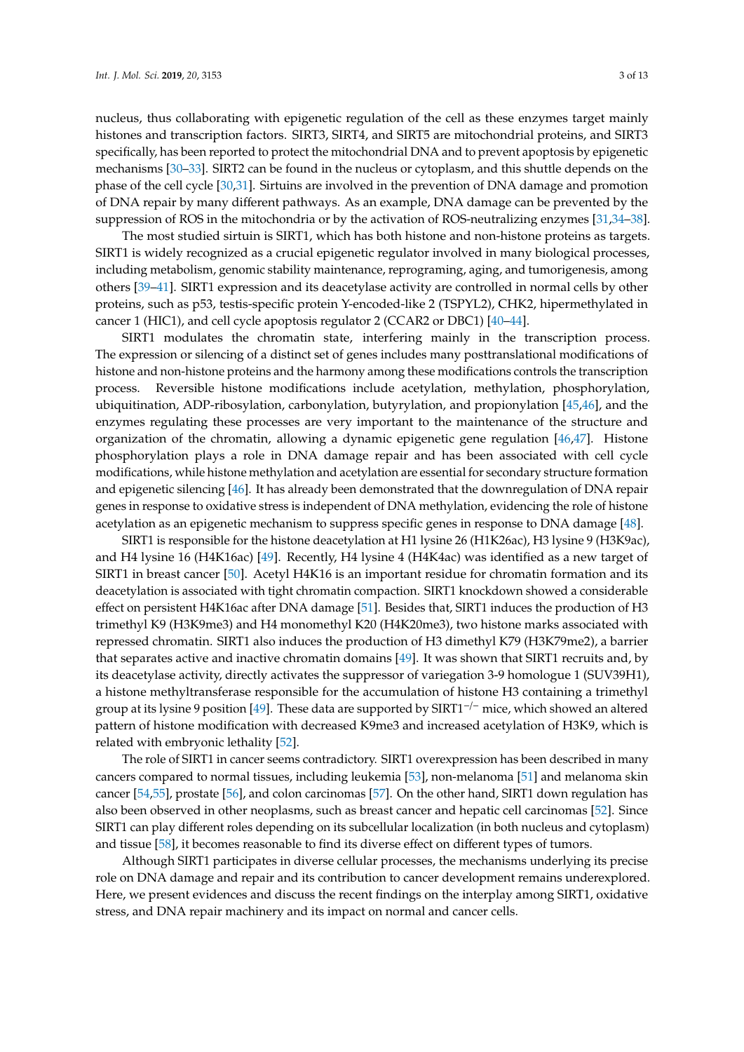nucleus, thus collaborating with epigenetic regulation of the cell as these enzymes target mainly histones and transcription factors. SIRT3, SIRT4, and SIRT5 are mitochondrial proteins, and SIRT3 specifically, has been reported to protect the mitochondrial DNA and to prevent apoptosis by epigenetic mechanisms [30–33]. SIRT2 can be found in the nucleus or cytoplasm, and this shuttle depends on the phase of the cell cycle [30,31]. Sirtuins are involved in the prevention of DNA damage and promotion of DNA repair by many different pathways. As an example, DNA damage can be prevented by the suppression of ROS in the mitochondria or by the activation of ROS-neutralizing enzymes [31,34–38].

The most studied sirtuin is SIRT1, which has both histone and non-histone proteins as targets. SIRT1 is widely recognized as a crucial epigenetic regulator involved in many biological processes, including metabolism, genomic stability maintenance, reprograming, aging, and tumorigenesis, among others [39–41]. SIRT1 expression and its deacetylase activity are controlled in normal cells by other proteins, such as p53, testis-specific protein Y-encoded-like 2 (TSPYL2), CHK2, hipermethylated in cancer 1 (HIC1), and cell cycle apoptosis regulator 2 (CCAR2 or DBC1) [40–44].

SIRT1 modulates the chromatin state, interfering mainly in the transcription process. The expression or silencing of a distinct set of genes includes many posttranslational modifications of histone and non-histone proteins and the harmony among these modifications controls the transcription process. Reversible histone modifications include acetylation, methylation, phosphorylation, ubiquitination, ADP-ribosylation, carbonylation, butyrylation, and propionylation [45,46], and the enzymes regulating these processes are very important to the maintenance of the structure and organization of the chromatin, allowing a dynamic epigenetic gene regulation [46,47]. Histone phosphorylation plays a role in DNA damage repair and has been associated with cell cycle modifications, while histone methylation and acetylation are essential for secondary structure formation and epigenetic silencing [46]. It has already been demonstrated that the downregulation of DNA repair genes in response to oxidative stress is independent of DNA methylation, evidencing the role of histone acetylation as an epigenetic mechanism to suppress specific genes in response to DNA damage [48].

SIRT1 is responsible for the histone deacetylation at H1 lysine 26 (H1K26ac), H3 lysine 9 (H3K9ac), and H4 lysine 16 (H4K16ac) [49]. Recently, H4 lysine 4 (H4K4ac) was identified as a new target of SIRT1 in breast cancer [50]. Acetyl H4K16 is an important residue for chromatin formation and its deacetylation is associated with tight chromatin compaction. SIRT1 knockdown showed a considerable effect on persistent H4K16ac after DNA damage [51]. Besides that, SIRT1 induces the production of H3 trimethyl K9 (H3K9me3) and H4 monomethyl K20 (H4K20me3), two histone marks associated with repressed chromatin. SIRT1 also induces the production of H3 dimethyl K79 (H3K79me2), a barrier that separates active and inactive chromatin domains [49]. It was shown that SIRT1 recruits and, by its deacetylase activity, directly activates the suppressor of variegation 3-9 homologue 1 (SUV39H1), a histone methyltransferase responsible for the accumulation of histone H3 containing a trimethyl group at its lysine 9 position [49]. These data are supported by SIRT1$^{-/-}$ mice, which showed an altered pattern of histone modification with decreased K9me3 and increased acetylation of H3K9, which is related with embryonic lethality [52].

The role of SIRT1 in cancer seems contradictory. SIRT1 overexpression has been described in many cancers compared to normal tissues, including leukemia [53], non-melanoma [51] and melanoma skin cancer [54,55], prostate [56], and colon carcinomas [57]. On the other hand, SIRT1 down regulation has also been observed in other neoplasms, such as breast cancer and hepatic cell carcinomas [52]. Since SIRT1 can play different roles depending on its subcellular localization (in both nucleus and cytoplasm) and tissue [58], it becomes reasonable to find its diverse effect on different types of tumors.

Although SIRT1 participates in diverse cellular processes, the mechanisms underlying its precise role on DNA damage and repair and its contribution to cancer development remains underexplored. Here, we present evidences and discuss the recent findings on the interplay among SIRT1, oxidative stress, and DNA repair machinery and its impact on normal and cancer cells.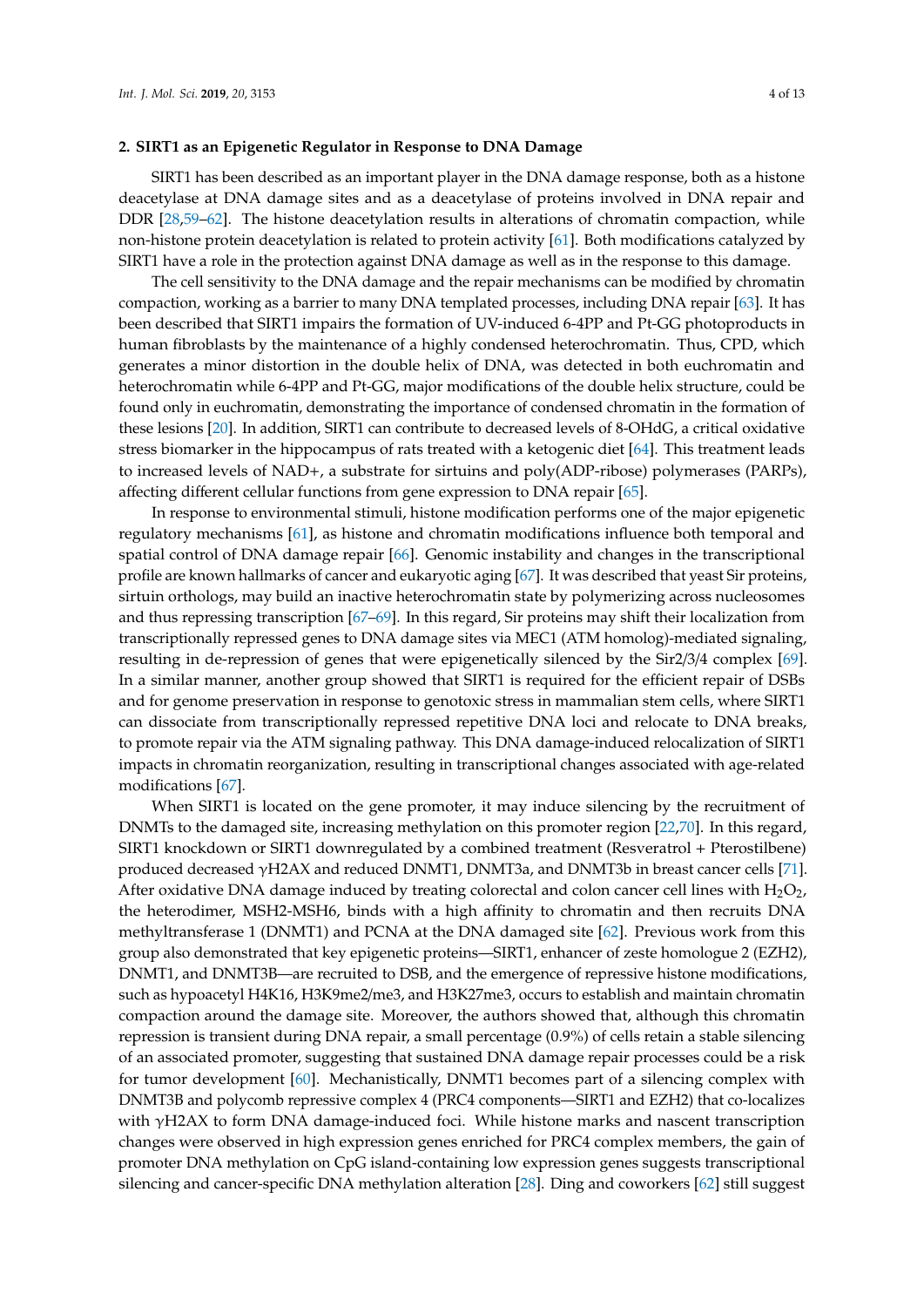## 2. SIRT1 as an Epigenetic Regulator in Response to DNA Damage

SIRT1 has been described as an important player in the DNA damage response, both as a histone deacetylase at DNA damage sites and as a deacetylase of proteins involved in DNA repair and DDR [28,59–62]. The histone deacetylation results in alterations of chromatin compaction, while non-histone protein deacetylation is related to protein activity [61]. Both modifications catalyzed by SIRT1 have a role in the protection against DNA damage as well as in the response to this damage.

The cell sensitivity to the DNA damage and the repair mechanisms can be modified by chromatin compaction, working as a barrier to many DNA templated processes, including DNA repair [63]. It has been described that SIRT1 impairs the formation of UV-induced 6-4PP and Pt-GG photoproducts in human fibroblasts by the maintenance of a highly condensed heterochromatin. Thus, CPD, which generates a minor distortion in the double helix of DNA, was detected in both euchromatin and heterochromatin while 6-4PP and Pt-GG, major modifications of the double helix structure, could be found only in euchromatin, demonstrating the importance of condensed chromatin in the formation of these lesions [20]. In addition, SIRT1 can contribute to decreased levels of 8-OHdG, a critical oxidative stress biomarker in the hippocampus of rats treated with a ketogenic diet [64]. This treatment leads to increased levels of NAD+, a substrate for sirtuins and poly(ADP-ribose) polymerases (PARPs), affecting different cellular functions from gene expression to DNA repair [65].

In response to environmental stimuli, histone modification performs one of the major epigenetic regulatory mechanisms [61], as histone and chromatin modifications influence both temporal and spatial control of DNA damage repair [66]. Genomic instability and changes in the transcriptional profile are known hallmarks of cancer and eukaryotic aging [67]. It was described that yeast Sir proteins, sirtuin orthologs, may build an inactive heterochromatin state by polymerizing across nucleosomes and thus repressing transcription [67–69]. In this regard, Sir proteins may shift their localization from transcriptionally repressed genes to DNA damage sites via MEC1 (ATM homolog)-mediated signaling, resulting in de-repression of genes that were epigenetically silenced by the Sir2/3/4 complex [69]. In a similar manner, another group showed that SIRT1 is required for the efficient repair of DSBs and for genome preservation in response to genotoxic stress in mammalian stem cells, where SIRT1 can dissociate from transcriptionally repressed repetitive DNA loci and relocate to DNA breaks, to promote repair via the ATM signaling pathway. This DNA damage-induced relocalization of SIRT1 impacts in chromatin reorganization, resulting in transcriptional changes associated with age-related modifications [67].

When SIRT1 is located on the gene promoter, it may induce silencing by the recruitment of DNMTs to the damaged site, increasing methylation on this promoter region [22,70]. In this regard, SIRT1 knockdown or SIRT1 downregulated by a combined treatment (Resveratrol + Pterostilbene) produced decreased γH2AX and reduced DNMT1, DNMT3a, and DNMT3b in breast cancer cells [71]. After oxidative DNA damage induced by treating colorectal and colon cancer cell lines with $H_2O_2$, the heterodimer, MSH2-MSH6, binds with a high affinity to chromatin and then recruits DNA methyltransferase 1 (DNMT1) and PCNA at the DNA damaged site [62]. Previous work from this group also demonstrated that key epigenetic proteins—SIRT1, enhancer of zeste homologue 2 (EZH2), DNMT1, and DNMT3B—are recruited to DSB, and the emergence of repressive histone modifications, such as hypoacetyl H4K16, H3K9me2/me3, and H3K27me3, occurs to establish and maintain chromatin compaction around the damage site. Moreover, the authors showed that, although this chromatin repression is transient during DNA repair, a small percentage (0.9%) of cells retain a stable silencing of an associated promoter, suggesting that sustained DNA damage repair processes could be a risk for tumor development [60]. Mechanistically, DNMT1 becomes part of a silencing complex with DNMT3B and polycomb repressive complex 4 (PRC4 components—SIRT1 and EZH2) that co-localizes with γH2AX to form DNA damage-induced foci. While histone marks and nascent transcription changes were observed in high expression genes enriched for PRC4 complex members, the gain of promoter DNA methylation on CpG island-containing low expression genes suggests transcriptional silencing and cancer-specific DNA methylation alteration [28]. Ding and coworkers [62] still suggest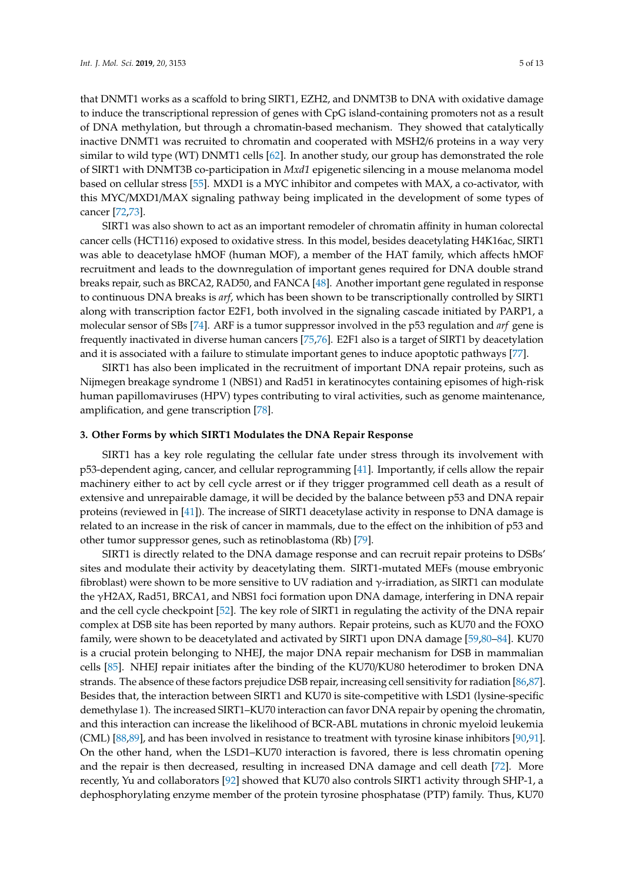that DNMT1 works as a scaffold to bring SIRT1, EZH2, and DNMT3B to DNA with oxidative damage to induce the transcriptional repression of genes with CpG island-containing promoters not as a result of DNA methylation, but through a chromatin-based mechanism. They showed that catalytically inactive DNMT1 was recruited to chromatin and cooperated with MSH2/6 proteins in a way very similar to wild type (WT) DNMT1 cells [62]. In another study, our group has demonstrated the role of SIRT1 with DNMT3B co-participation in *Mxd1* epigenetic silencing in a mouse melanoma model based on cellular stress [55]. MXD1 is a MYC inhibitor and competes with MAX, a co-activator, with this MYC/MXD1/MAX signaling pathway being implicated in the development of some types of cancer [72,73].

SIRT1 was also shown to act as an important remodeler of chromatin affinity in human colorectal cancer cells (HCT116) exposed to oxidative stress. In this model, besides deacetylating H4K16ac, SIRT1 was able to deacetylase hMOF (human MOF), a member of the HAT family, which affects hMOF recruitment and leads to the downregulation of important genes required for DNA double strand breaks repair, such as BRCA2, RAD50, and FANCA [48]. Another important gene regulated in response to continuous DNA breaks is *arf*, which has been shown to be transcriptionally controlled by SIRT1 along with transcription factor E2F1, both involved in the signaling cascade initiated by PARP1, a molecular sensor of SBs [74]. ARF is a tumor suppressor involved in the p53 regulation and *arf* gene is frequently inactivated in diverse human cancers [75,76]. E2F1 also is a target of SIRT1 by deacetylation and it is associated with a failure to stimulate important genes to induce apoptotic pathways [77].

SIRT1 has also been implicated in the recruitment of important DNA repair proteins, such as Nijmegen breakage syndrome 1 (NBS1) and Rad51 in keratinocytes containing episomes of high-risk human papillomaviruses (HPV) types contributing to viral activities, such as genome maintenance, amplification, and gene transcription [78].

## 3. Other Forms by which SIRT1 Modulates the DNA Repair Response

SIRT1 has a key role regulating the cellular fate under stress through its involvement with p53-dependent aging, cancer, and cellular reprogramming [41]. Importantly, if cells allow the repair machinery either to act by cell cycle arrest or if they trigger programmed cell death as a result of extensive and unrepairable damage, it will be decided by the balance between p53 and DNA repair proteins (reviewed in [41]). The increase of SIRT1 deacetylase activity in response to DNA damage is related to an increase in the risk of cancer in mammals, due to the effect on the inhibition of p53 and other tumor suppressor genes, such as retinoblastoma (Rb) [79].

SIRT1 is directly related to the DNA damage response and can recruit repair proteins to DSBs' sites and modulate their activity by deacetylating them. SIRT1-mutated MEFs (mouse embryonic fibroblast) were shown to be more sensitive to UV radiation and γ-irradiation, as SIRT1 can modulate the γH2AX, Rad51, BRCA1, and NBS1 foci formation upon DNA damage, interfering in DNA repair and the cell cycle checkpoint [52]. The key role of SIRT1 in regulating the activity of the DNA repair complex at DSB site has been reported by many authors. Repair proteins, such as KU70 and the FOXO family, were shown to be deacetylated and activated by SIRT1 upon DNA damage [59,80–84]. KU70 is a crucial protein belonging to NHEJ, the major DNA repair mechanism for DSB in mammalian cells [85]. NHEJ repair initiates after the binding of the KU70/KU80 heterodimer to broken DNA strands. The absence of these factors prejudice DSB repair, increasing cell sensitivity for radiation [86,87]. Besides that, the interaction between SIRT1 and KU70 is site-competitive with LSD1 (lysine-specific demethylase 1). The increased SIRT1–KU70 interaction can favor DNA repair by opening the chromatin, and this interaction can increase the likelihood of BCR-ABL mutations in chronic myeloid leukemia (CML) [88,89], and has been involved in resistance to treatment with tyrosine kinase inhibitors [90,91]. On the other hand, when the LSD1–KU70 interaction is favored, there is less chromatin opening and the repair is then decreased, resulting in increased DNA damage and cell death [72]. More recently, Yu and collaborators [92] showed that KU70 also controls SIRT1 activity through SHP-1, a dephosphorylating enzyme member of the protein tyrosine phosphatase (PTP) family. Thus, KU70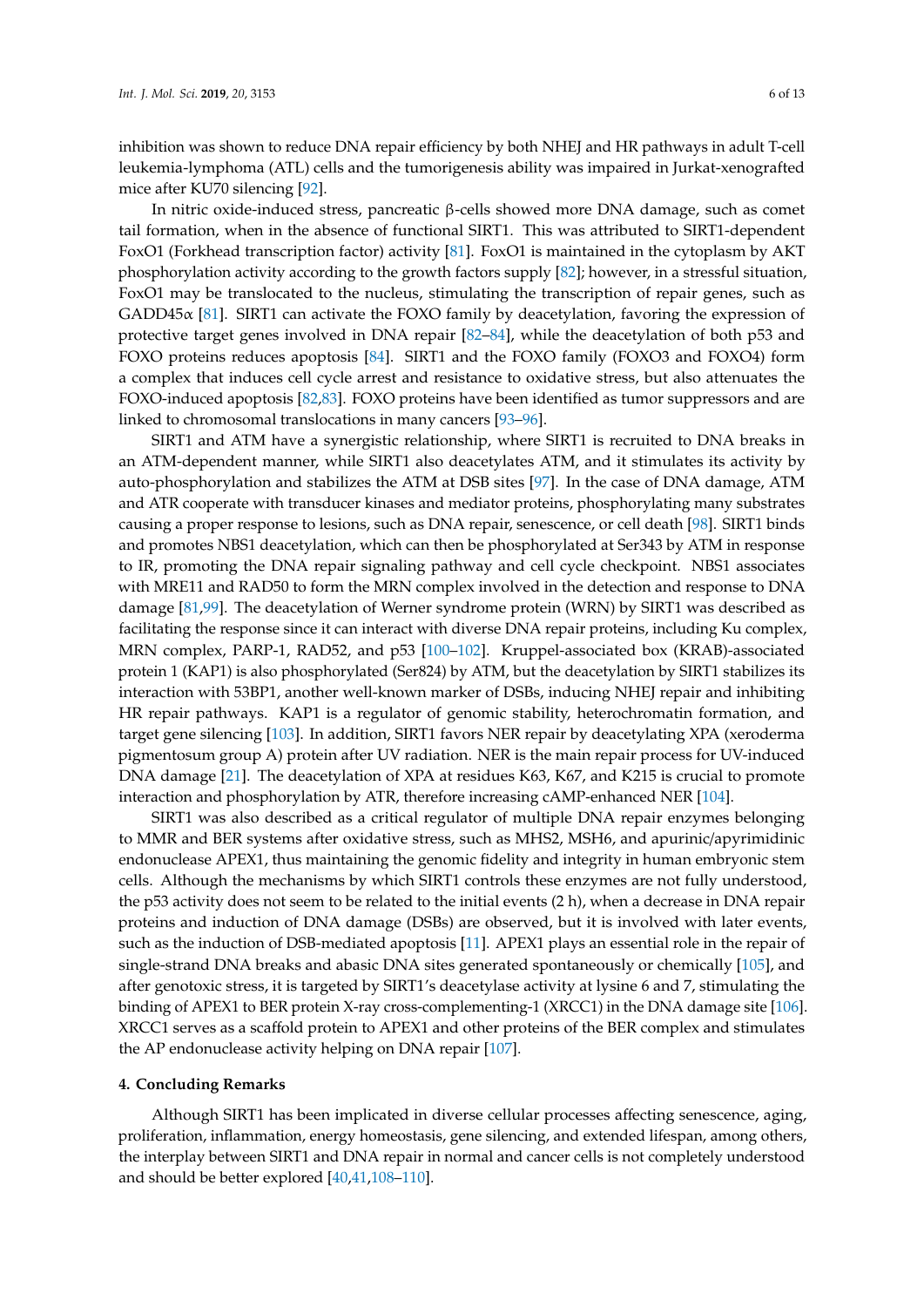inhibition was shown to reduce DNA repair efficiency by both NHEJ and HR pathways in adult T-cell leukemia-lymphoma (ATL) cells and the tumorigenesis ability was impaired in Jurkat-xenografted mice after KU70 silencing [92].

In nitric oxide-induced stress, pancreatic β-cells showed more DNA damage, such as comet tail formation, when in the absence of functional SIRT1. This was attributed to SIRT1-dependent FoxO1 (Forkhead transcription factor) activity [81]. FoxO1 is maintained in the cytoplasm by AKT phosphorylation activity according to the growth factors supply [82]; however, in a stressful situation, FoxO1 may be translocated to the nucleus, stimulating the transcription of repair genes, such as GADD45α [81]. SIRT1 can activate the FOXO family by deacetylation, favoring the expression of protective target genes involved in DNA repair [82–84], while the deacetylation of both p53 and FOXO proteins reduces apoptosis [84]. SIRT1 and the FOXO family (FOXO3 and FOXO4) form a complex that induces cell cycle arrest and resistance to oxidative stress, but also attenuates the FOXO-induced apoptosis [82,83]. FOXO proteins have been identified as tumor suppressors and are linked to chromosomal translocations in many cancers [93–96].

SIRT1 and ATM have a synergistic relationship, where SIRT1 is recruited to DNA breaks in an ATM-dependent manner, while SIRT1 also deacetylates ATM, and it stimulates its activity by auto-phosphorylation and stabilizes the ATM at DSB sites [97]. In the case of DNA damage, ATM and ATR cooperate with transducer kinases and mediator proteins, phosphorylating many substrates causing a proper response to lesions, such as DNA repair, senescence, or cell death [98]. SIRT1 binds and promotes NBS1 deacetylation, which can then be phosphorylated at Ser343 by ATM in response to IR, promoting the DNA repair signaling pathway and cell cycle checkpoint. NBS1 associates with MRE11 and RAD50 to form the MRN complex involved in the detection and response to DNA damage [81,99]. The deacetylation of Werner syndrome protein (WRN) by SIRT1 was described as facilitating the response since it can interact with diverse DNA repair proteins, including Ku complex, MRN complex, PARP-1, RAD52, and p53 [100–102]. Kruppel-associated box (KRAB)-associated protein 1 (KAP1) is also phosphorylated (Ser824) by ATM, but the deacetylation by SIRT1 stabilizes its interaction with 53BP1, another well-known marker of DSBs, inducing NHEJ repair and inhibiting HR repair pathways. KAP1 is a regulator of genomic stability, heterochromatin formation, and target gene silencing [103]. In addition, SIRT1 favors NER repair by deacetylating XPA (xeroderma pigmentosum group A) protein after UV radiation. NER is the main repair process for UV-induced DNA damage [21]. The deacetylation of XPA at residues K63, K67, and K215 is crucial to promote interaction and phosphorylation by ATR, therefore increasing cAMP-enhanced NER [104].

SIRT1 was also described as a critical regulator of multiple DNA repair enzymes belonging to MMR and BER systems after oxidative stress, such as MHS2, MSH6, and apurinic/apyrimidinic endonuclease APEX1, thus maintaining the genomic fidelity and integrity in human embryonic stem cells. Although the mechanisms by which SIRT1 controls these enzymes are not fully understood, the p53 activity does not seem to be related to the initial events (2 h), when a decrease in DNA repair proteins and induction of DNA damage (DSBs) are observed, but it is involved with later events, such as the induction of DSB-mediated apoptosis [11]. APEX1 plays an essential role in the repair of single-strand DNA breaks and abasic DNA sites generated spontaneously or chemically [105], and after genotoxic stress, it is targeted by SIRT1's deacetylase activity at lysine 6 and 7, stimulating the binding of APEX1 to BER protein X-ray cross-complementing-1 (XRCC1) in the DNA damage site [106]. XRCC1 serves as a scaffold protein to APEX1 and other proteins of the BER complex and stimulates the AP endonuclease activity helping on DNA repair [107].

## 4. Concluding Remarks

Although SIRT1 has been implicated in diverse cellular processes affecting senescence, aging, proliferation, inflammation, energy homeostasis, gene silencing, and extended lifespan, among others, the interplay between SIRT1 and DNA repair in normal and cancer cells is not completely understood and should be better explored [40,41,108–110].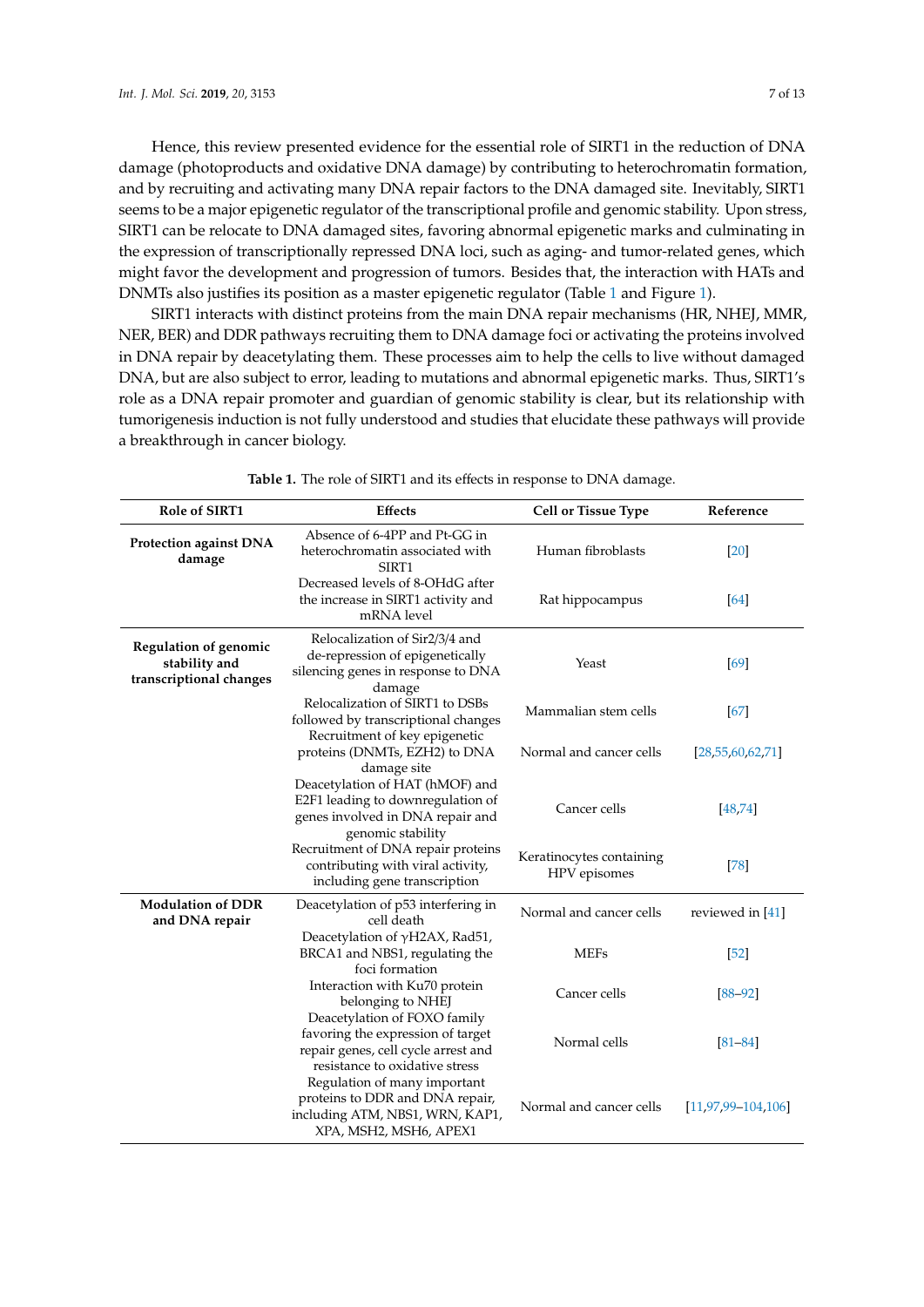Hence, this review presented evidence for the essential role of SIRT1 in the reduction of DNA damage (photoproducts and oxidative DNA damage) by contributing to heterochromatin formation, and by recruiting and activating many DNA repair factors to the DNA damaged site. Inevitably, SIRT1 seems to be a major epigenetic regulator of the transcriptional profile and genomic stability. Upon stress, SIRT1 can be relocate to DNA damaged sites, favoring abnormal epigenetic marks and culminating in the expression of transcriptionally repressed DNA loci, such as aging- and tumor-related genes, which might favor the development and progression of tumors. Besides that, the interaction with HATs and DNMTs also justifies its position as a master epigenetic regulator (Table 1 and Figure 1).

SIRT1 interacts with distinct proteins from the main DNA repair mechanisms (HR, NHEJ, MMR, NER, BER) and DDR pathways recruiting them to DNA damage foci or activating the proteins involved in DNA repair by deacetylating them. These processes aim to help the cells to live without damaged DNA, but are also subject to error, leading to mutations and abnormal epigenetic marks. Thus, SIRT1's role as a DNA repair promoter and guardian of genomic stability is clear, but its relationship with tumorigenesis induction is not fully understood and studies that elucidate these pathways will provide a breakthrough in cancer biology.

**Table 1.** The role of SIRT1 and its effects in response to DNA damage.

| Role of SIRT1 | Effects | Cell or Tissue Type | Reference |
|---|---|---|---|
| **Protection against DNA damage** | Absence of 6-4PP and Pt-GG in heterochromatin associated with SIRT1 | Human fibroblasts | [20] |
| | Decreased levels of 8-OHdG after the increase in SIRT1 activity and mRNA level | Rat hippocampus | [64] |
| **Regulation of genomic stability and transcriptional changes** | Relocalization of Sir2/3/4 and de-repression of epigenetically silencing genes in response to DNA damage | Yeast | [69] |
| | Relocalization of SIRT1 to DSBs followed by transcriptional changes | Mammalian stem cells | [67] |
| | Recruitment of key epigenetic proteins (DNMTs, EZH2) to DNA damage site | Normal and cancer cells | [28,55,60,62,71] |
| | Deacetylation of HAT (hMOF) and E2F1 leading to downregulation of genes involved in DNA repair and genomic stability | Cancer cells | [48,74] |
| | Recruitment of DNA repair proteins contributing with viral activity, including gene transcription | Keratinocytes containing HPV episomes | [78] |
| **Modulation of DDR and DNA repair** | Deacetylation of p53 interfering in cell death | Normal and cancer cells | reviewed in [41] |
| | Deacetylation of γH2AX, Rad51, BRCA1 and NBS1, regulating the foci formation | MEFs | [52] |
| | Interaction with Ku70 protein belonging to NHEJ | Cancer cells | [88–92] |
| | Deacetylation of FOXO family favoring the expression of target repair genes, cell cycle arrest and resistance to oxidative stress | Normal cells | [81–84] |
| | Regulation of many important proteins to DDR and DNA repair, including ATM, NBS1, WRN, KAP1, XPA, MSH2, MSH6, APEX1 | Normal and cancer cells | [11,97,99–104,106] |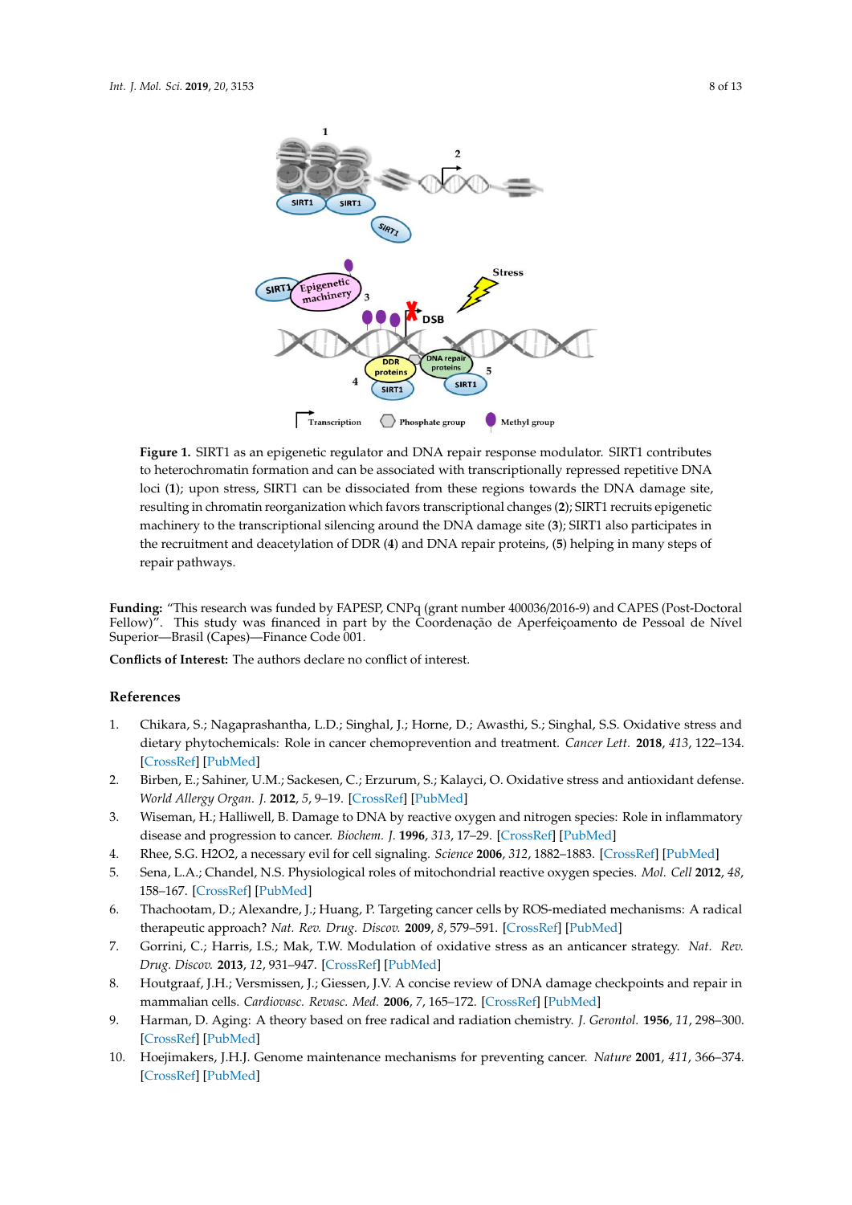**Figure 1.** SIRT1 as an epigenetic regulator and DNA repair response modulator. SIRT1 contributes to heterochromatin formation and can be associated with transcriptionally repressed repetitive DNA loci (**1**); upon stress, SIRT1 can be dissociated from these regions towards the DNA damage site, resulting in chromatin reorganization which favors transcriptional changes (**2**); SIRT1 recruits epigenetic machinery to the transcriptional silencing around the DNA damage site (**3**); SIRT1 also participates in the recruitment and deacetylation of DDR (**4**) and DNA repair proteins, (**5**) helping in many steps of repair pathways.

**Funding:** "This research was funded by FAPESP, CNPq (grant number 400036/2016-9) and CAPES (Post-Doctoral Fellow)". This study was financed in part by the Coordenação de Aperfeiçoamento de Pessoal de Nível Superior—Brasil (Capes)—Finance Code 001.

**Conflicts of Interest:** The authors declare no conflict of interest.

## References

1. Chikara, S.; Nagaprashantha, L.D.; Singhal, J.; Horne, D.; Awasthi, S.; Singhal, S.S. Oxidative stress and dietary phytochemicals: Role in cancer chemoprevention and treatment. *Cancer Lett.* **2018**, *413*, 122–134. [CrossRef] [PubMed]
2. Birben, E.; Sahiner, U.M.; Sackesen, C.; Erzurum, S.; Kalayci, O. Oxidative stress and antioxidant defense. *World Allergy Organ. J.* **2012**, *5*, 9–19. [CrossRef] [PubMed]
3. Wiseman, H.; Halliwell, B. Damage to DNA by reactive oxygen and nitrogen species: Role in inflammatory disease and progression to cancer. *Biochem. J.* **1996**, *313*, 17–29. [CrossRef] [PubMed]
4. Rhee, S.G. H2O2, a necessary evil for cell signaling. *Science* **2006**, *312*, 1882–1883. [CrossRef] [PubMed]
5. Sena, L.A.; Chandel, N.S. Physiological roles of mitochondrial reactive oxygen species. *Mol. Cell* **2012**, *48*, 158–167. [CrossRef] [PubMed]
6. Thachootam, D.; Alexandre, J.; Huang, P. Targeting cancer cells by ROS-mediated mechanisms: A radical therapeutic approach? *Nat. Rev. Drug. Discov.* **2009**, *8*, 579–591. [CrossRef] [PubMed]
7. Gorrini, C.; Harris, I.S.; Mak, T.W. Modulation of oxidative stress as an anticancer strategy. *Nat. Rev. Drug. Discov.* **2013**, *12*, 931–947. [CrossRef] [PubMed]
8. Houtgraaf, J.H.; Versmissen, J.; Giessen, J.V. A concise review of DNA damage checkpoints and repair in mammalian cells. *Cardiovasc. Revasc. Med.* **2006**, *7*, 165–172. [CrossRef] [PubMed]
9. Harman, D. Aging: A theory based on free radical and radiation chemistry. *J. Gerontol.* **1956**, *11*, 298–300. [CrossRef] [PubMed]
10. Hoejimakers, J.H.J. Genome maintenance mechanisms for preventing cancer. *Nature* **2001**, *411*, 366–374. [CrossRef] [PubMed]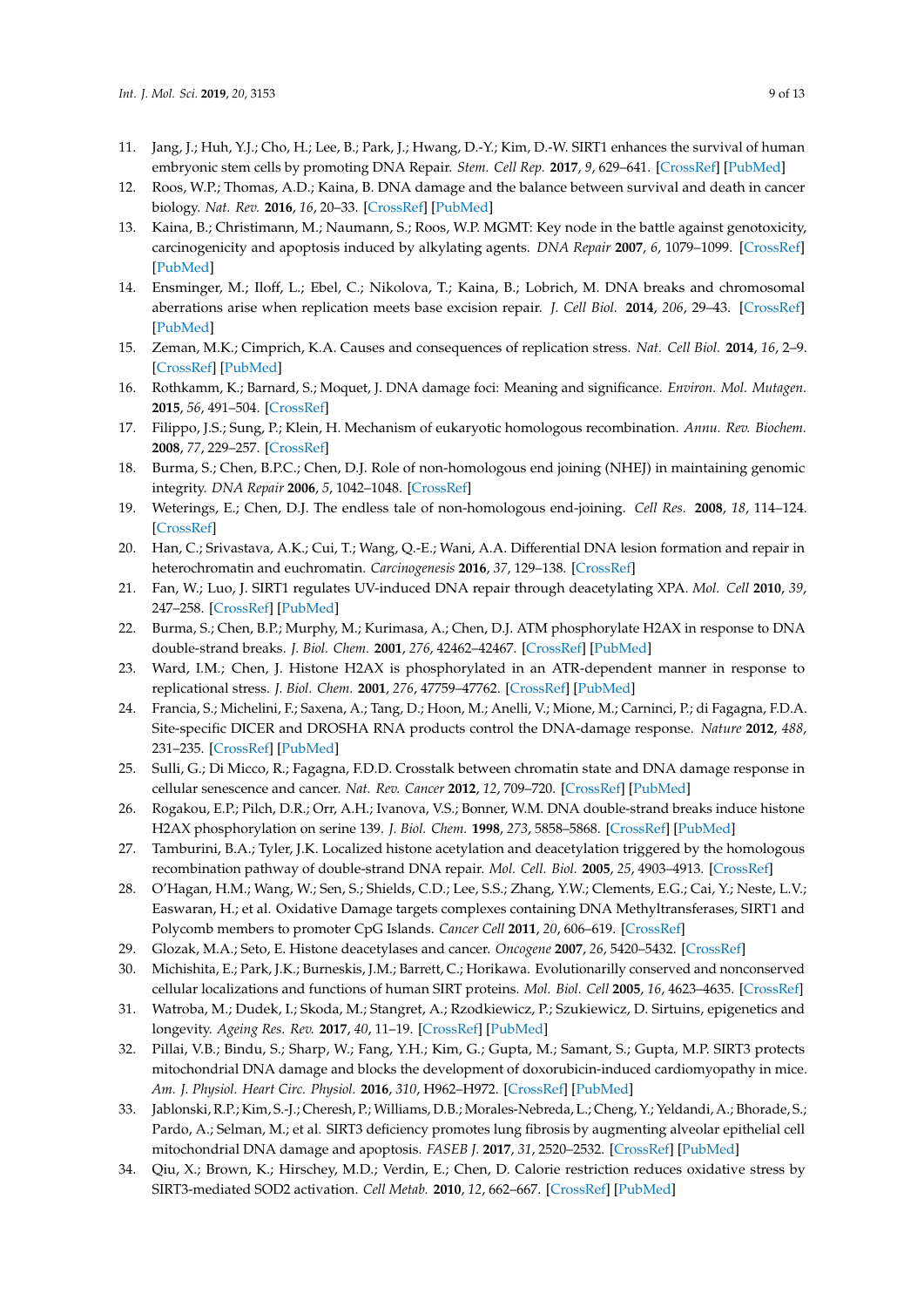11. Jang, J.; Huh, Y.J.; Cho, H.; Lee, B.; Park, J.; Hwang, D.-Y.; Kim, D.-W. SIRT1 enhances the survival of human embryonic stem cells by promoting DNA Repair. *Stem. Cell Rep.* **2017**, *9*, 629–641. [CrossRef] [PubMed]
12. Roos, W.P.; Thomas, A.D.; Kaina, B. DNA damage and the balance between survival and death in cancer biology. *Nat. Rev.* **2016**, *16*, 20–33. [CrossRef] [PubMed]
13. Kaina, B.; Christimann, M.; Naumann, S.; Roos, W.P. MGMT: Key node in the battle against genotoxicity, carcinogenicity and apoptosis induced by alkylating agents. *DNA Repair* **2007**, *6*, 1079–1099. [CrossRef] [PubMed]
14. Ensminger, M.; Iloff, L.; Ebel, C.; Nikolova, T.; Kaina, B.; Lobrich, M. DNA breaks and chromosomal aberrations arise when replication meets base excision repair. *J. Cell Biol.* **2014**, *206*, 29–43. [CrossRef] [PubMed]
15. Zeman, M.K.; Cimprich, K.A. Causes and consequences of replication stress. *Nat. Cell Biol.* **2014**, *16*, 2–9. [CrossRef] [PubMed]
16. Rothkamm, K.; Barnard, S.; Moquet, J. DNA damage foci: Meaning and significance. *Environ. Mol. Mutagen.* **2015**, *56*, 491–504. [CrossRef]
17. Filippo, J.S.; Sung, P.; Klein, H. Mechanism of eukaryotic homologous recombination. *Annu. Rev. Biochem.* **2008**, *77*, 229–257. [CrossRef]
18. Burma, S.; Chen, B.P.C.; Chen, D.J. Role of non-homologous end joining (NHEJ) in maintaining genomic integrity. *DNA Repair* **2006**, *5*, 1042–1048. [CrossRef]
19. Weterings, E.; Chen, D.J. The endless tale of non-homologous end-joining. *Cell Res.* **2008**, *18*, 114–124. [CrossRef]
20. Han, C.; Srivastava, A.K.; Cui, T.; Wang, Q.-E.; Wani, A.A. Differential DNA lesion formation and repair in heterochromatin and euchromatin. *Carcinogenesis* **2016**, *37*, 129–138. [CrossRef]
21. Fan, W.; Luo, J. SIRT1 regulates UV-induced DNA repair through deacetylating XPA. *Mol. Cell* **2010**, *39*, 247–258. [CrossRef] [PubMed]
22. Burma, S.; Chen, B.P.; Murphy, M.; Kurimasa, A.; Chen, D.J. ATM phosphorylate H2AX in response to DNA double-strand breaks. *J. Biol. Chem.* **2001**, *276*, 42462–42467. [CrossRef] [PubMed]
23. Ward, I.M.; Chen, J. Histone H2AX is phosphorylated in an ATR-dependent manner in response to replicational stress. *J. Biol. Chem.* **2001**, *276*, 47759–47762. [CrossRef] [PubMed]
24. Francia, S.; Michelini, F.; Saxena, A.; Tang, D.; Hoon, M.; Anelli, V.; Mione, M.; Carninci, P.; di Fagagna, F.D.A. Site-specific DICER and DROSHA RNA products control the DNA-damage response. *Nature* **2012**, *488*, 231–235. [CrossRef] [PubMed]
25. Sulli, G.; Di Micco, R.; Fagagna, F.D.D. Crosstalk between chromatin state and DNA damage response in cellular senescence and cancer. *Nat. Rev. Cancer* **2012**, *12*, 709–720. [CrossRef] [PubMed]
26. Rogakou, E.P.; Pilch, D.R.; Orr, A.H.; Ivanova, V.S.; Bonner, W.M. DNA double-strand breaks induce histone H2AX phosphorylation on serine 139. *J. Biol. Chem.* **1998**, *273*, 5858–5868. [CrossRef] [PubMed]
27. Tamburini, B.A.; Tyler, J.K. Localized histone acetylation and deacetylation triggered by the homologous recombination pathway of double-strand DNA repair. *Mol. Cell. Biol.* **2005**, *25*, 4903–4913. [CrossRef]
28. O'Hagan, H.M.; Wang, W.; Sen, S.; Shields, C.D.; Lee, S.S.; Zhang, Y.W.; Clements, E.G.; Cai, Y.; Neste, L.V.; Easwaran, H.; et al. Oxidative Damage targets complexes containing DNA Methyltransferases, SIRT1 and Polycomb members to promoter CpG Islands. *Cancer Cell* **2011**, *20*, 606–619. [CrossRef]
29. Glozak, M.A.; Seto, E. Histone deacetylases and cancer. *Oncogene* **2007**, *26*, 5420–5432. [CrossRef]
30. Michishita, E.; Park, J.K.; Burneskis, J.M.; Barrett, C.; Horikawa. Evolutionarilly conserved and nonconserved cellular localizations and functions of human SIRT proteins. *Mol. Biol. Cell* **2005**, *16*, 4623–4635. [CrossRef]
31. Watroba, M.; Dudek, I.; Skoda, M.; Stangret, A.; Rzodkiewicz, P.; Szukiewicz, D. Sirtuins, epigenetics and longevity. *Ageing Res. Rev.* **2017**, *40*, 11–19. [CrossRef] [PubMed]
32. Pillai, V.B.; Bindu, S.; Sharp, W.; Fang, Y.H.; Kim, G.; Gupta, M.; Samant, S.; Gupta, M.P. SIRT3 protects mitochondrial DNA damage and blocks the development of doxorubicin-induced cardiomyopathy in mice. *Am. J. Physiol. Heart Circ. Physiol.* **2016**, *310*, H962–H972. [CrossRef] [PubMed]
33. Jablonski, R.P.; Kim, S.-J.; Cheresh, P.; Williams, D.B.; Morales-Nebreda, L.; Cheng, Y.; Yeldandi, A.; Bhorade, S.; Pardo, A.; Selman, M.; et al. SIRT3 deficiency promotes lung fibrosis by augmenting alveolar epithelial cell mitochondrial DNA damage and apoptosis. *FASEB J.* **2017**, *31*, 2520–2532. [CrossRef] [PubMed]
34. Qiu, X.; Brown, K.; Hirschey, M.D.; Verdin, E.; Chen, D. Calorie restriction reduces oxidative stress by SIRT3-mediated SOD2 activation. *Cell Metab.* **2010**, *12*, 662–667. [CrossRef] [PubMed]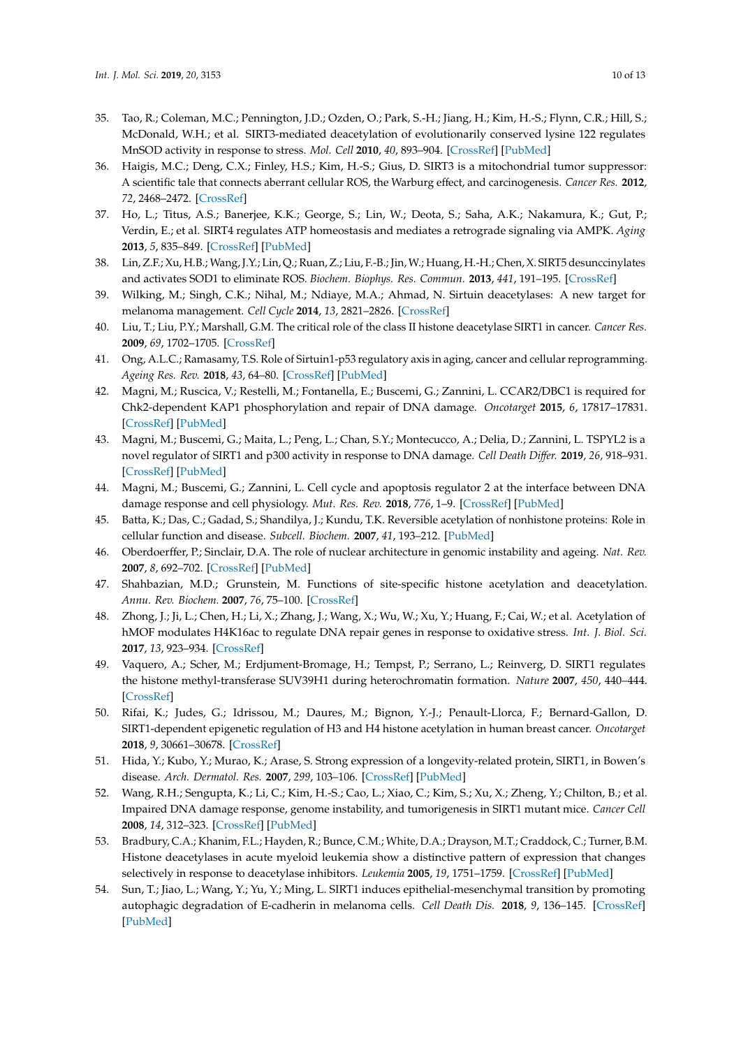35. Tao, R.; Coleman, M.C.; Pennington, J.D.; Ozden, O.; Park, S.-H.; Jiang, H.; Kim, H.-S.; Flynn, C.R.; Hill, S.; McDonald, W.H.; et al. SIRT3-mediated deacetylation of evolutionarily conserved lysine 122 regulates MnSOD activity in response to stress. *Mol. Cell* **2010**, *40*, 893–904. [CrossRef] [PubMed]
36. Haigis, M.C.; Deng, C.X.; Finley, H.S.; Kim, H.-S.; Gius, D. SIRT3 is a mitochondrial tumor suppressor: A scientific tale that connects aberrant cellular ROS, the Warburg effect, and carcinogenesis. *Cancer Res.* **2012**, *72*, 2468–2472. [CrossRef]
37. Ho, L.; Titus, A.S.; Banerjee, K.K.; George, S.; Lin, W.; Deota, S.; Saha, A.K.; Nakamura, K.; Gut, P.; Verdin, E.; et al. SIRT4 regulates ATP homeostasis and mediates a retrograde signaling via AMPK. *Aging* **2013**, *5*, 835–849. [CrossRef] [PubMed]
38. Lin, Z.F.; Xu, H.B.; Wang, J.Y.; Lin, Q.; Ruan, Z.; Liu, F.-B.; Jin, W.; Huang, H.-H.; Chen, X. SIRT5 desuccinylates and activates SOD1 to eliminate ROS. *Biochem. Biophys. Res. Commun.* **2013**, *441*, 191–195. [CrossRef]
39. Wilking, M.; Singh, C.K.; Nihal, M.; Ndiaye, M.A.; Ahmad, N. Sirtuin deacetylases: A new target for melanoma management. *Cell Cycle* **2014**, *13*, 2821–2826. [CrossRef]
40. Liu, T.; Liu, P.Y.; Marshall, G.M. The critical role of the class II histone deacetylase SIRT1 in cancer. *Cancer Res.* **2009**, *69*, 1702–1705. [CrossRef]
41. Ong, A.L.C.; Ramasamy, T.S. Role of Sirtuin1-p53 regulatory axis in aging, cancer and cellular reprogramming. *Ageing Res. Rev.* **2018**, *43*, 64–80. [CrossRef] [PubMed]
42. Magni, M.; Ruscica, V.; Restelli, M.; Fontanella, E.; Buscemi, G.; Zannini, L. CCAR2/DBC1 is required for Chk2-dependent KAP1 phosphorylation and repair of DNA damage. *Oncotarget* **2015**, *6*, 17817–17831. [CrossRef] [PubMed]
43. Magni, M.; Buscemi, G.; Maita, L.; Peng, L.; Chan, S.Y.; Montecucco, A.; Delia, D.; Zannini, L. TSPYL2 is a novel regulator of SIRT1 and p300 activity in response to DNA damage. *Cell Death Differ.* **2019**, *26*, 918–931. [CrossRef] [PubMed]
44. Magni, M.; Buscemi, G.; Zannini, L. Cell cycle and apoptosis regulator 2 at the interface between DNA damage response and cell physiology. *Mut. Res. Rev.* **2018**, *776*, 1–9. [CrossRef] [PubMed]
45. Batta, K.; Das, C.; Gadad, S.; Shandilya, J.; Kundu, T.K. Reversible acetylation of nonhistone proteins: Role in cellular function and disease. *Subcell. Biochem.* **2007**, *41*, 193–212. [PubMed]
46. Oberdoerffer, P.; Sinclair, D.A. The role of nuclear architecture in genomic instability and ageing. *Nat. Rev.* **2007**, *8*, 692–702. [CrossRef] [PubMed]
47. Shahbazian, M.D.; Grunstein, M. Functions of site-specific histone acetylation and deacetylation. *Annu. Rev. Biochem.* **2007**, *76*, 75–100. [CrossRef]
48. Zhong, J.; Ji, L.; Chen, H.; Li, X.; Zhang, J.; Wang, X.; Wu, W.; Xu, Y.; Huang, F.; Cai, W.; et al. Acetylation of hMOF modulates H4K16ac to regulate DNA repair genes in response to oxidative stress. *Int. J. Biol. Sci.* **2017**, *13*, 923–934. [CrossRef]
49. Vaquero, A.; Scher, M.; Erdjument-Bromage, H.; Tempst, P.; Serrano, L.; Reinverg, D. SIRT1 regulates the histone methyl-transferase SUV39H1 during heterochromatin formation. *Nature* **2007**, *450*, 440–444. [CrossRef]
50. Rifai, K.; Judes, G.; Idrissou, M.; Daures, M.; Bignon, Y.-J.; Penault-Llorca, F.; Bernard-Gallon, D. SIRT1-dependent epigenetic regulation of H3 and H4 histone acetylation in human breast cancer. *Oncotarget* **2018**, *9*, 30661–30678. [CrossRef]
51. Hida, Y.; Kubo, Y.; Murao, K.; Arase, S. Strong expression of a longevity-related protein, SIRT1, in Bowen's disease. *Arch. Dermatol. Res.* **2007**, *299*, 103–106. [CrossRef] [PubMed]
52. Wang, R.H.; Sengupta, K.; Li, C.; Kim, H.-S.; Cao, L.; Xiao, C.; Kim, S.; Xu, X.; Zheng, Y.; Chilton, B.; et al. Impaired DNA damage response, genome instability, and tumorigenesis in SIRT1 mutant mice. *Cancer Cell* **2008**, *14*, 312–323. [CrossRef] [PubMed]
53. Bradbury, C.A.; Khanim, F.L.; Hayden, R.; Bunce, C.M.; White, D.A.; Drayson, M.T.; Craddock, C.; Turner, B.M. Histone deacetylases in acute myeloid leukemia show a distinctive pattern of expression that changes selectively in response to deacetylase inhibitors. *Leukemia* **2005**, *19*, 1751–1759. [CrossRef] [PubMed]
54. Sun, T.; Jiao, L.; Wang, Y.; Yu, Y.; Ming, L. SIRT1 induces epithelial-mesenchymal transition by promoting autophagic degradation of E-cadherin in melanoma cells. *Cell Death Dis.* **2018**, *9*, 136–145. [CrossRef] [PubMed]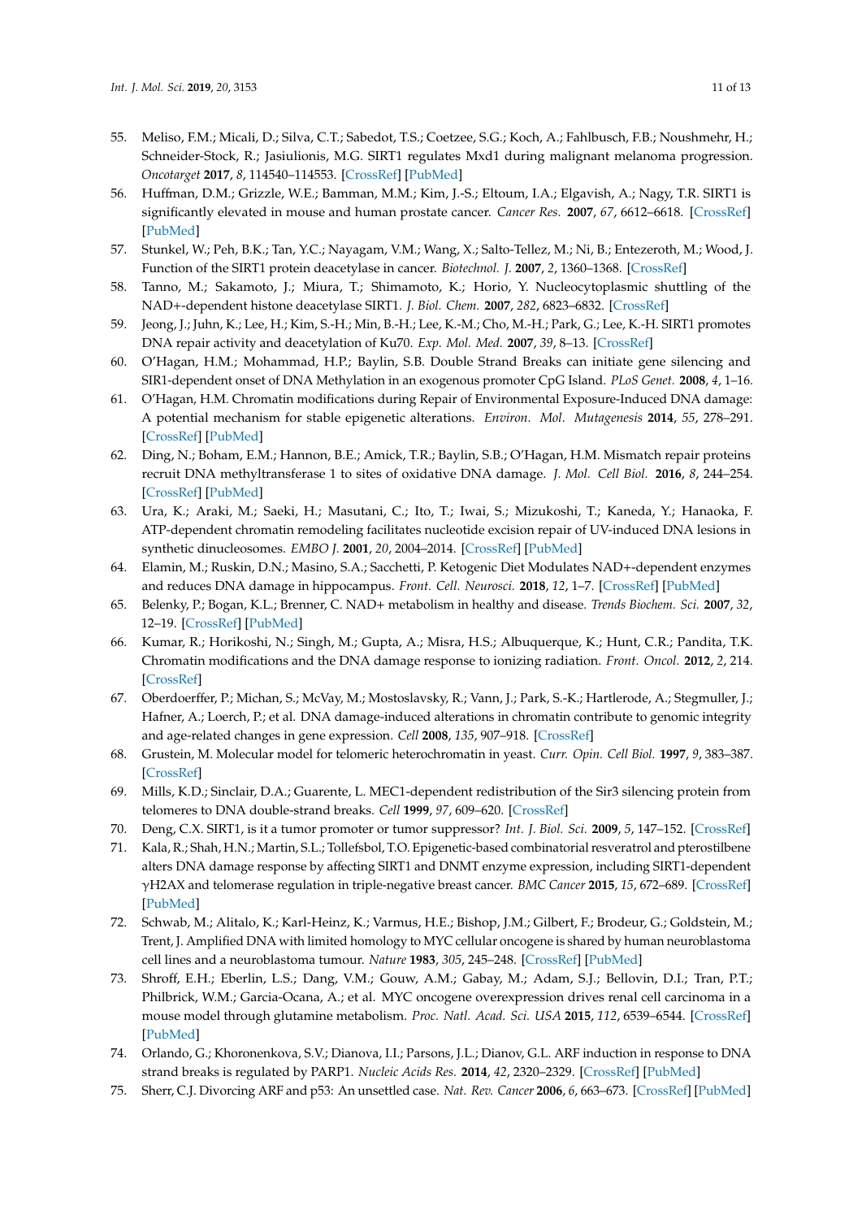55. Meliso, F.M.; Micali, D.; Silva, C.T.; Sabedot, T.S.; Coetzee, S.G.; Koch, A.; Fahlbusch, F.B.; Noushmehr, H.; Schneider-Stock, R.; Jasiulionis, M.G. SIRT1 regulates Mxd1 during malignant melanoma progression. *Oncotarget* **2017**, *8*, 114540–114553. [CrossRef] [PubMed]
56. Huffman, D.M.; Grizzle, W.E.; Bamman, M.M.; Kim, J.-S.; Eltoum, I.A.; Elgavish, A.; Nagy, T.R. SIRT1 is significantly elevated in mouse and human prostate cancer. *Cancer Res.* **2007**, *67*, 6612–6618. [CrossRef] [PubMed]
57. Stunkel, W.; Peh, B.K.; Tan, Y.C.; Nayagam, V.M.; Wang, X.; Salto-Tellez, M.; Ni, B.; Entezeroth, M.; Wood, J. Function of the SIRT1 protein deacetylase in cancer. *Biotechnol. J.* **2007**, *2*, 1360–1368. [CrossRef]
58. Tanno, M.; Sakamoto, J.; Miura, T.; Shimamoto, K.; Horio, Y. Nucleocytoplasmic shuttling of the NAD+-dependent histone deacetylase SIRT1. *J. Biol. Chem.* **2007**, *282*, 6823–6832. [CrossRef]
59. Jeong, J.; Juhn, K.; Lee, H.; Kim, S.-H.; Min, B.-H.; Lee, K.-M.; Cho, M.-H.; Park, G.; Lee, K.-H. SIRT1 promotes DNA repair activity and deacetylation of Ku70. *Exp. Mol. Med.* **2007**, *39*, 8–13. [CrossRef]
60. O'Hagan, H.M.; Mohammad, H.P.; Baylin, S.B. Double Strand Breaks can initiate gene silencing and SIR1-dependent onset of DNA Methylation in an exogenous promoter CpG Island. *PLoS Genet.* **2008**, *4*, 1–16.
61. O'Hagan, H.M. Chromatin modifications during Repair of Environmental Exposure-Induced DNA damage: A potential mechanism for stable epigenetic alterations. *Environ. Mol. Mutagenesis* **2014**, *55*, 278–291. [CrossRef] [PubMed]
62. Ding, N.; Boham, E.M.; Hannon, B.E.; Amick, T.R.; Baylin, S.B.; O'Hagan, H.M. Mismatch repair proteins recruit DNA methyltransferase 1 to sites of oxidative DNA damage. *J. Mol. Cell Biol.* **2016**, *8*, 244–254. [CrossRef] [PubMed]
63. Ura, K.; Araki, M.; Saeki, H.; Masutani, C.; Ito, T.; Iwai, S.; Mizukoshi, T.; Kaneda, Y.; Hanaoka, F. ATP-dependent chromatin remodeling facilitates nucleotide excision repair of UV-induced DNA lesions in synthetic dinucleosomes. *EMBO J.* **2001**, *20*, 2004–2014. [CrossRef] [PubMed]
64. Elamin, M.; Ruskin, D.N.; Masino, S.A.; Sacchetti, P. Ketogenic Diet Modulates NAD+-dependent enzymes and reduces DNA damage in hippocampus. *Front. Cell. Neurosci.* **2018**, *12*, 1–7. [CrossRef] [PubMed]
65. Belenky, P.; Bogan, K.L.; Brenner, C. NAD+ metabolism in healthy and disease. *Trends Biochem. Sci.* **2007**, *32*, 12–19. [CrossRef] [PubMed]
66. Kumar, R.; Horikoshi, N.; Singh, M.; Gupta, A.; Misra, H.S.; Albuquerque, K.; Hunt, C.R.; Pandita, T.K. Chromatin modifications and the DNA damage response to ionizing radiation. *Front. Oncol.* **2012**, *2*, 214. [CrossRef]
67. Oberdoerffer, P.; Michan, S.; McVay, M.; Mostoslavsky, R.; Vann, J.; Park, S.-K.; Hartlerode, A.; Stegmuller, J.; Hafner, A.; Loerch, P.; et al. DNA damage-induced alterations in chromatin contribute to genomic integrity and age-related changes in gene expression. *Cell* **2008**, *135*, 907–918. [CrossRef]
68. Grustein, M. Molecular model for telomeric heterochromatin in yeast. *Curr. Opin. Cell Biol.* **1997**, *9*, 383–387. [CrossRef]
69. Mills, K.D.; Sinclair, D.A.; Guarente, L. MEC1-dependent redistribution of the Sir3 silencing protein from telomeres to DNA double-strand breaks. *Cell* **1999**, *97*, 609–620. [CrossRef]
70. Deng, C.X. SIRT1, is it a tumor promoter or tumor suppressor? *Int. J. Biol. Sci.* **2009**, *5*, 147–152. [CrossRef]
71. Kala, R.; Shah, H.N.; Martin, S.L.; Tollefsbol, T.O. Epigenetic-based combinatorial resveratrol and pterostilbene alters DNA damage response by affecting SIRT1 and DNMT enzyme expression, including SIRT1-dependent γH2AX and telomerase regulation in triple-negative breast cancer. *BMC Cancer* **2015**, *15*, 672–689. [CrossRef] [PubMed]
72. Schwab, M.; Alitalo, K.; Karl-Heinz, K.; Varmus, H.E.; Bishop, J.M.; Gilbert, F.; Brodeur, G.; Goldstein, M.; Trent, J. Amplified DNA with limited homology to MYC cellular oncogene is shared by human neuroblastoma cell lines and a neuroblastoma tumour. *Nature* **1983**, *305*, 245–248. [CrossRef] [PubMed]
73. Shroff, E.H.; Eberlin, L.S.; Dang, V.M.; Gouw, A.M.; Gabay, M.; Adam, S.J.; Bellovin, D.I.; Tran, P.T.; Philbrick, W.M.; Garcia-Ocana, A.; et al. MYC oncogene overexpression drives renal cell carcinoma in a mouse model through glutamine metabolism. *Proc. Natl. Acad. Sci. USA* **2015**, *112*, 6539–6544. [CrossRef] [PubMed]
74. Orlando, G.; Khoronenkova, S.V.; Dianova, I.I.; Parsons, J.L.; Dianov, G.L. ARF induction in response to DNA strand breaks is regulated by PARP1. *Nucleic Acids Res.* **2014**, *42*, 2320–2329. [CrossRef] [PubMed]
75. Sherr, C.J. Divorcing ARF and p53: An unsettled case. *Nat. Rev. Cancer* **2006**, *6*, 663–673. [CrossRef] [PubMed]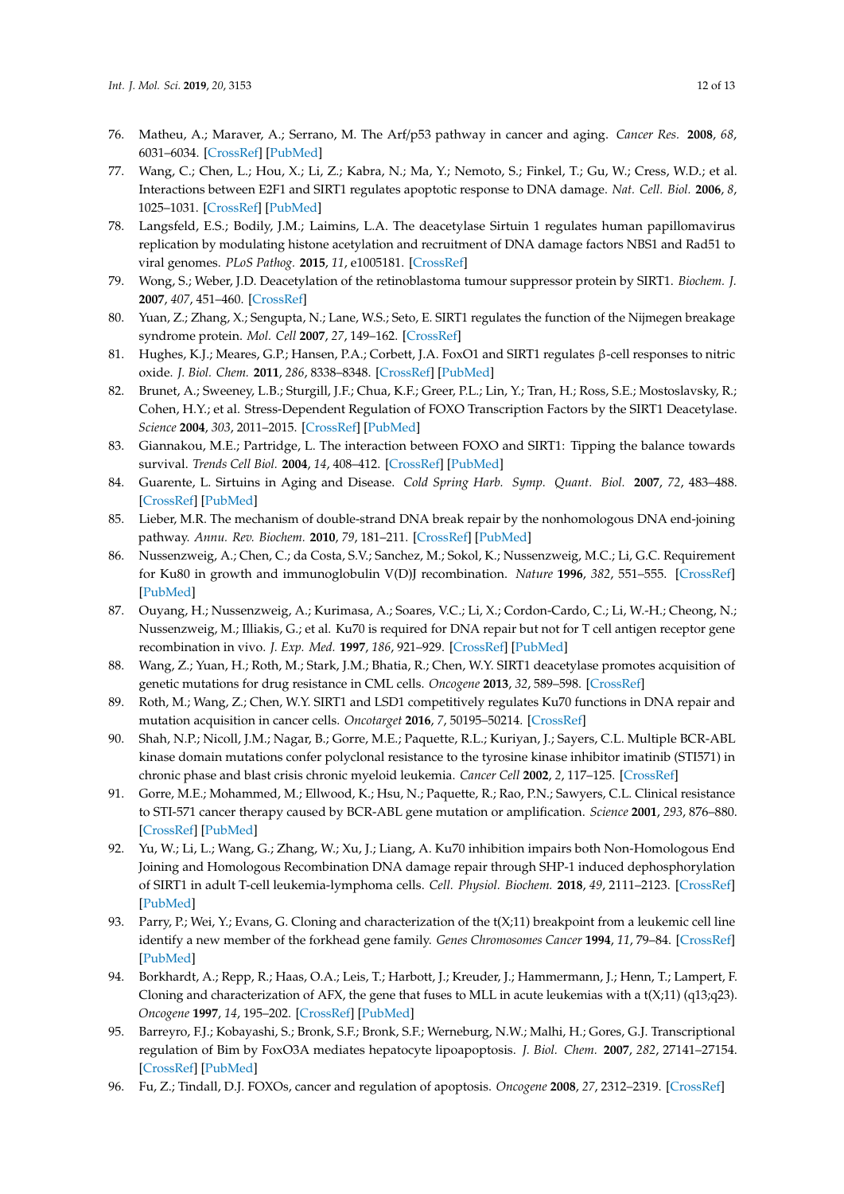76. Matheu, A.; Maraver, A.; Serrano, M. The Arf/p53 pathway in cancer and aging. *Cancer Res.* **2008**, *68*, 6031–6034. [CrossRef] [PubMed]
77. Wang, C.; Chen, L.; Hou, X.; Li, Z.; Kabra, N.; Ma, Y.; Nemoto, S.; Finkel, T.; Gu, W.; Cress, W.D.; et al. Interactions between E2F1 and SIRT1 regulates apoptotic response to DNA damage. *Nat. Cell. Biol.* **2006**, *8*, 1025–1031. [CrossRef] [PubMed]
78. Langsfeld, E.S.; Bodily, J.M.; Laimins, L.A. The deacetylase Sirtuin 1 regulates human papillomavirus replication by modulating histone acetylation and recruitment of DNA damage factors NBS1 and Rad51 to viral genomes. *PLoS Pathog.* **2015**, *11*, e1005181. [CrossRef]
79. Wong, S.; Weber, J.D. Deacetylation of the retinoblastoma tumour suppressor protein by SIRT1. *Biochem. J.* **2007**, *407*, 451–460. [CrossRef]
80. Yuan, Z.; Zhang, X.; Sengupta, N.; Lane, W.S.; Seto, E. SIRT1 regulates the function of the Nijmegen breakage syndrome protein. *Mol. Cell* **2007**, *27*, 149–162. [CrossRef]
81. Hughes, K.J.; Meares, G.P.; Hansen, P.A.; Corbett, J.A. FoxO1 and SIRT1 regulates β-cell responses to nitric oxide. *J. Biol. Chem.* **2011**, *286*, 8338–8348. [CrossRef] [PubMed]
82. Brunet, A.; Sweeney, L.B.; Sturgill, J.F.; Chua, K.F.; Greer, P.L.; Lin, Y.; Tran, H.; Ross, S.E.; Mostoslavsky, R.; Cohen, H.Y.; et al. Stress-Dependent Regulation of FOXO Transcription Factors by the SIRT1 Deacetylase. *Science* **2004**, *303*, 2011–2015. [CrossRef] [PubMed]
83. Giannakou, M.E.; Partridge, L. The interaction between FOXO and SIRT1: Tipping the balance towards survival. *Trends Cell Biol.* **2004**, *14*, 408–412. [CrossRef] [PubMed]
84. Guarente, L. Sirtuins in Aging and Disease. *Cold Spring Harb. Symp. Quant. Biol.* **2007**, *72*, 483–488. [CrossRef] [PubMed]
85. Lieber, M.R. The mechanism of double-strand DNA break repair by the nonhomologous DNA end-joining pathway. *Annu. Rev. Biochem.* **2010**, *79*, 181–211. [CrossRef] [PubMed]
86. Nussenzweig, A.; Chen, C.; da Costa, S.V.; Sanchez, M.; Sokol, K.; Nussenzweig, M.C.; Li, G.C. Requirement for Ku80 in growth and immunoglobulin V(D)J recombination. *Nature* **1996**, *382*, 551–555. [CrossRef] [PubMed]
87. Ouyang, H.; Nussenzweig, A.; Kurimasa, A.; Soares, V.C.; Li, X.; Cordon-Cardo, C.; Li, W.-H.; Cheong, N.; Nussenzweig, M.; Illiakis, G.; et al. Ku70 is required for DNA repair but not for T cell antigen receptor gene recombination in vivo. *J. Exp. Med.* **1997**, *186*, 921–929. [CrossRef] [PubMed]
88. Wang, Z.; Yuan, H.; Roth, M.; Stark, J.M.; Bhatia, R.; Chen, W.Y. SIRT1 deacetylase promotes acquisition of genetic mutations for drug resistance in CML cells. *Oncogene* **2013**, *32*, 589–598. [CrossRef]
89. Roth, M.; Wang, Z.; Chen, W.Y. SIRT1 and LSD1 competitively regulates Ku70 functions in DNA repair and mutation acquisition in cancer cells. *Oncotarget* **2016**, *7*, 50195–50214. [CrossRef]
90. Shah, N.P.; Nicoll, J.M.; Nagar, B.; Gorre, M.E.; Paquette, R.L.; Kuriyan, J.; Sayers, C.L. Multiple BCR-ABL kinase domain mutations confer polyclonal resistance to the tyrosine kinase inhibitor imatinib (STI571) in chronic phase and blast crisis chronic myeloid leukemia. *Cancer Cell* **2002**, *2*, 117–125. [CrossRef]
91. Gorre, M.E.; Mohammed, M.; Ellwood, K.; Hsu, N.; Paquette, R.; Rao, P.N.; Sawyers, C.L. Clinical resistance to STI-571 cancer therapy caused by BCR-ABL gene mutation or amplification. *Science* **2001**, *293*, 876–880. [CrossRef] [PubMed]
92. Yu, W.; Li, L.; Wang, G.; Zhang, W.; Xu, J.; Liang, A. Ku70 inhibition impairs both Non-Homologous End Joining and Homologous Recombination DNA damage repair through SHP-1 induced dephosphorylation of SIRT1 in adult T-cell leukemia-lymphoma cells. *Cell. Physiol. Biochem.* **2018**, *49*, 2111–2123. [CrossRef] [PubMed]
93. Parry, P.; Wei, Y.; Evans, G. Cloning and characterization of the t(X;11) breakpoint from a leukemic cell line identify a new member of the forkhead gene family. *Genes Chromosomes Cancer* **1994**, *11*, 79–84. [CrossRef] [PubMed]
94. Borkhardt, A.; Repp, R.; Haas, O.A.; Leis, T.; Harbott, J.; Kreuder, J.; Hammermann, J.; Henn, T.; Lampert, F. Cloning and characterization of AFX, the gene that fuses to MLL in acute leukemias with a t(X;11) (q13;q23). *Oncogene* **1997**, *14*, 195–202. [CrossRef] [PubMed]
95. Barreyro, F.J.; Kobayashi, S.; Bronk, S.F.; Bronk, S.F.; Werneburg, N.W.; Malhi, H.; Gores, G.J. Transcriptional regulation of Bim by FoxO3A mediates hepatocyte lipoapoptosis. *J. Biol. Chem.* **2007**, *282*, 27141–27154. [CrossRef] [PubMed]
96. Fu, Z.; Tindall, D.J. FOXOs, cancer and regulation of apoptosis. *Oncogene* **2008**, *27*, 2312–2319. [CrossRef]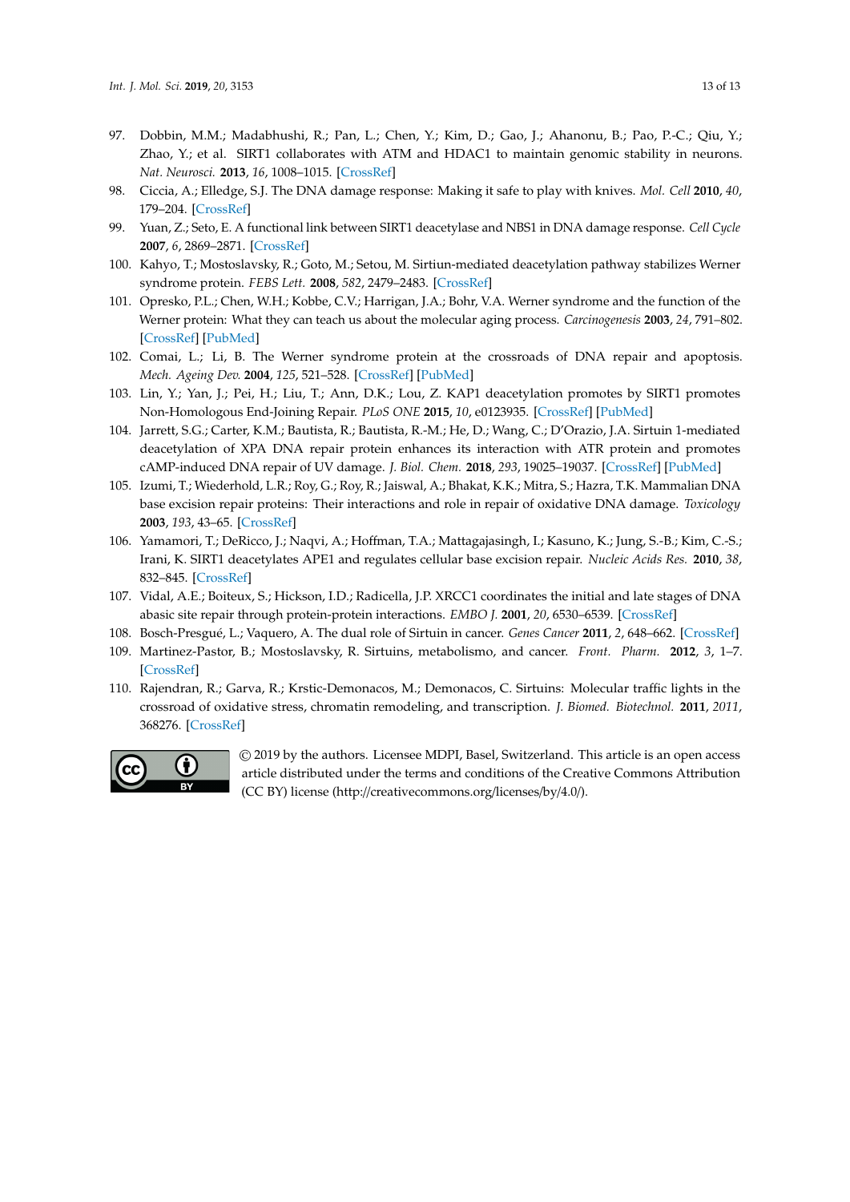97. Dobbin, M.M.; Madabhushi, R.; Pan, L.; Chen, Y.; Kim, D.; Gao, J.; Ahanonu, B.; Pao, P.-C.; Qiu, Y.; Zhao, Y.; et al. SIRT1 collaborates with ATM and HDAC1 to maintain genomic stability in neurons. *Nat. Neurosci.* **2013**, *16*, 1008–1015. [CrossRef]
98. Ciccia, A.; Elledge, S.J. The DNA damage response: Making it safe to play with knives. *Mol. Cell* **2010**, *40*, 179–204. [CrossRef]
99. Yuan, Z.; Seto, E. A functional link between SIRT1 deacetylase and NBS1 in DNA damage response. *Cell Cycle* **2007**, *6*, 2869–2871. [CrossRef]
100. Kahyo, T.; Mostoslavsky, R.; Goto, M.; Setou, M. Sirtiun-mediated deacetylation pathway stabilizes Werner syndrome protein. *FEBS Lett.* **2008**, *582*, 2479–2483. [CrossRef]
101. Opresko, P.L.; Chen, W.H.; Kobbe, C.V.; Harrigan, J.A.; Bohr, V.A. Werner syndrome and the function of the Werner protein: What they can teach us about the molecular aging process. *Carcinogenesis* **2003**, *24*, 791–802. [CrossRef] [PubMed]
102. Comai, L.; Li, B. The Werner syndrome protein at the crossroads of DNA repair and apoptosis. *Mech. Ageing Dev.* **2004**, *125*, 521–528. [CrossRef] [PubMed]
103. Lin, Y.; Yan, J.; Pei, H.; Liu, T.; Ann, D.K.; Lou, Z. KAP1 deacetylation promotes by SIRT1 promotes Non-Homologous End-Joining Repair. *PLoS ONE* **2015**, *10*, e0123935. [CrossRef] [PubMed]
104. Jarrett, S.G.; Carter, K.M.; Bautista, R.; Bautista, R.-M.; He, D.; Wang, C.; D'Orazio, J.A. Sirtuin 1-mediated deacetylation of XPA DNA repair protein enhances its interaction with ATR protein and promotes cAMP-induced DNA repair of UV damage. *J. Biol. Chem.* **2018**, *293*, 19025–19037. [CrossRef] [PubMed]
105. Izumi, T.; Wiederhold, L.R.; Roy, G.; Roy, R.; Jaiswal, A.; Bhakat, K.K.; Mitra, S.; Hazra, T.K. Mammalian DNA base excision repair proteins: Their interactions and role in repair of oxidative DNA damage. *Toxicology* **2003**, *193*, 43–65. [CrossRef]
106. Yamamori, T.; DeRicco, J.; Naqvi, A.; Hoffman, T.A.; Mattagajasingh, I.; Kasuno, K.; Jung, S.-B.; Kim, C.-S.; Irani, K. SIRT1 deacetylates APE1 and regulates cellular base excision repair. *Nucleic Acids Res.* **2010**, *38*, 832–845. [CrossRef]
107. Vidal, A.E.; Boiteux, S.; Hickson, I.D.; Radicella, J.P. XRCC1 coordinates the initial and late stages of DNA abasic site repair through protein-protein interactions. *EMBO J.* **2001**, *20*, 6530–6539. [CrossRef]
108. Bosch-Presgué, L.; Vaquero, A. The dual role of Sirtuin in cancer. *Genes Cancer* **2011**, *2*, 648–662. [CrossRef]
109. Martinez-Pastor, B.; Mostoslavsky, R. Sirtuins, metabolismo, and cancer. *Front. Pharm.* **2012**, *3*, 1–7. [CrossRef]
110. Rajendran, R.; Garva, R.; Krstic-Demonacos, M.; Demonacos, C. Sirtuins: Molecular traffic lights in the crossroad of oxidative stress, chromatin remodeling, and transcription. *J. Biomed. Biotechnol.* **2011**, *2011*, 368276. [CrossRef]

© 2019 by the authors. Licensee MDPI, Basel, Switzerland. This article is an open access article distributed under the terms and conditions of the Creative Commons Attribution (CC BY) license (http://creativecommons.org/licenses/by/4.0/).